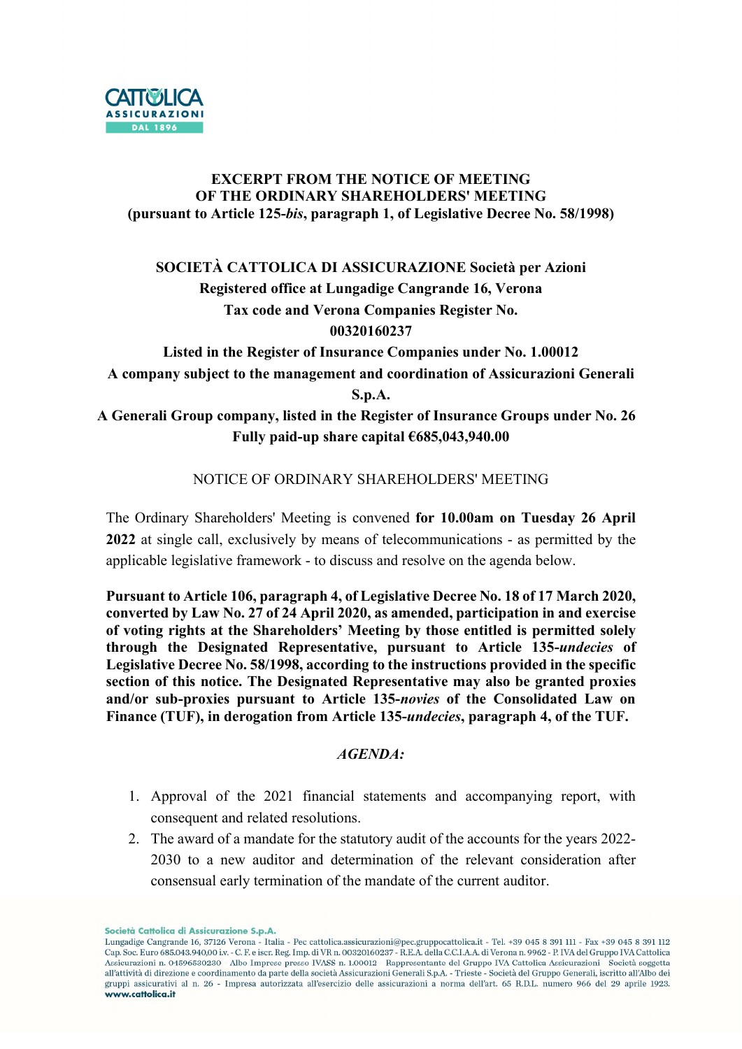**EXCERPT FROM THE NOTICE OF MEETING OF THE ORDINARY SHAREHOLDERS' MEETING (pursuant to Article 125-*bis*, paragraph 1, of Legislative Decree No. 58/1998)**

**SOCIETÀ CATTOLICA DI ASSICURAZIONE Società per Azioni**
**Registered office at Lungadige Cangrande 16, Verona**
**Tax code and Verona Companies Register No. 00320160237**
**Listed in the Register of Insurance Companies under No. 1.00012**
**A company subject to the management and coordination of Assicurazioni Generali S.p.A.**
**A Generali Group company, listed in the Register of Insurance Groups under No. 26**
**Fully paid-up share capital €685,043,940.00**

NOTICE OF ORDINARY SHAREHOLDERS' MEETING

The Ordinary Shareholders' Meeting is convened **for 10.00am on Tuesday 26 April 2022** at single call, exclusively by means of telecommunications - as permitted by the applicable legislative framework - to discuss and resolve on the agenda below.

**Pursuant to Article 106, paragraph 4, of Legislative Decree No. 18 of 17 March 2020, converted by Law No. 27 of 24 April 2020, as amended, participation in and exercise of voting rights at the Shareholders' Meeting by those entitled is permitted solely through the Designated Representative, pursuant to Article 135-*undecies* of Legislative Decree No. 58/1998, according to the instructions provided in the specific section of this notice. The Designated Representative may also be granted proxies and/or sub-proxies pursuant to Article 135-*novies* of the Consolidated Law on Finance (TUF), in derogation from Article 135-*undecies*, paragraph 4, of the TUF.**

***AGENDA:***

1. Approval of the 2021 financial statements and accompanying report, with consequent and related resolutions.
2. The award of a mandate for the statutory audit of the accounts for the years 2022-2030 to a new auditor and determination of the relevant consideration after consensual early termination of the mandate of the current auditor.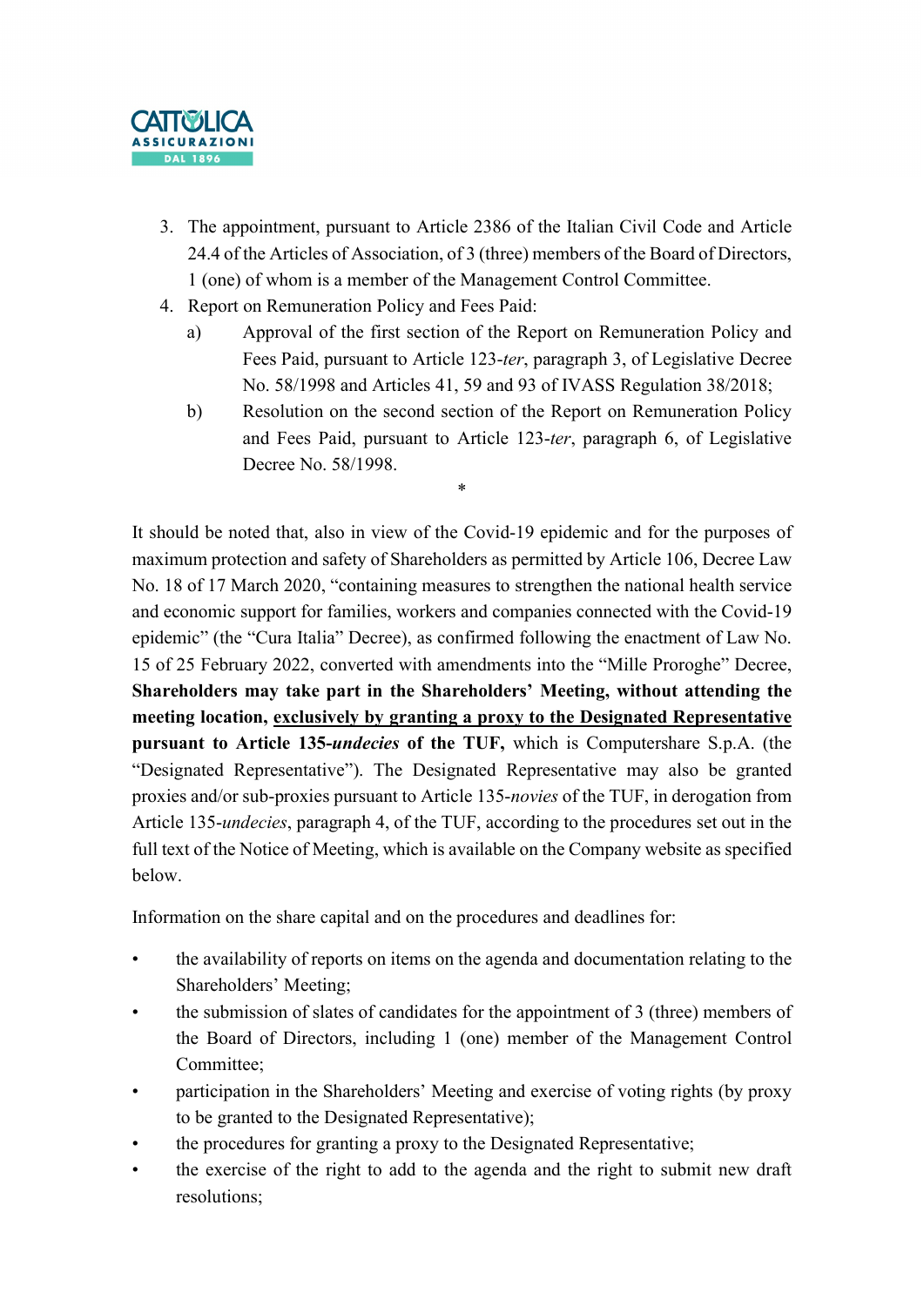3. The appointment, pursuant to Article 2386 of the Italian Civil Code and Article 24.4 of the Articles of Association, of 3 (three) members of the Board of Directors, 1 (one) of whom is a member of the Management Control Committee.
4. Report on Remuneration Policy and Fees Paid:
   a) Approval of the first section of the Report on Remuneration Policy and Fees Paid, pursuant to Article 123-*ter*, paragraph 3, of Legislative Decree No. 58/1998 and Articles 41, 59 and 93 of IVASS Regulation 38/2018;
   b) Resolution on the second section of the Report on Remuneration Policy and Fees Paid, pursuant to Article 123-*ter*, paragraph 6, of Legislative Decree No. 58/1998.

\*

It should be noted that, also in view of the Covid-19 epidemic and for the purposes of maximum protection and safety of Shareholders as permitted by Article 106, Decree Law No. 18 of 17 March 2020, "containing measures to strengthen the national health service and economic support for families, workers and companies connected with the Covid-19 epidemic" (the "Cura Italia" Decree), as confirmed following the enactment of Law No. 15 of 25 February 2022, converted with amendments into the "Mille Proroghe" Decree, **Shareholders may take part in the Shareholders' Meeting, without attending the meeting location, <u>exclusively by granting a proxy to the Designated Representative</u> pursuant to Article 135-*undecies* of the TUF,** which is Computershare S.p.A. (the "Designated Representative"). The Designated Representative may also be granted proxies and/or sub-proxies pursuant to Article 135-*novies* of the TUF, in derogation from Article 135-*undecies*, paragraph 4, of the TUF, according to the procedures set out in the full text of the Notice of Meeting, which is available on the Company website as specified below.

Information on the share capital and on the procedures and deadlines for:

- the availability of reports on items on the agenda and documentation relating to the Shareholders' Meeting;
- the submission of slates of candidates for the appointment of 3 (three) members of the Board of Directors, including 1 (one) member of the Management Control Committee;
- participation in the Shareholders' Meeting and exercise of voting rights (by proxy to be granted to the Designated Representative);
- the procedures for granting a proxy to the Designated Representative;
- the exercise of the right to add to the agenda and the right to submit new draft resolutions;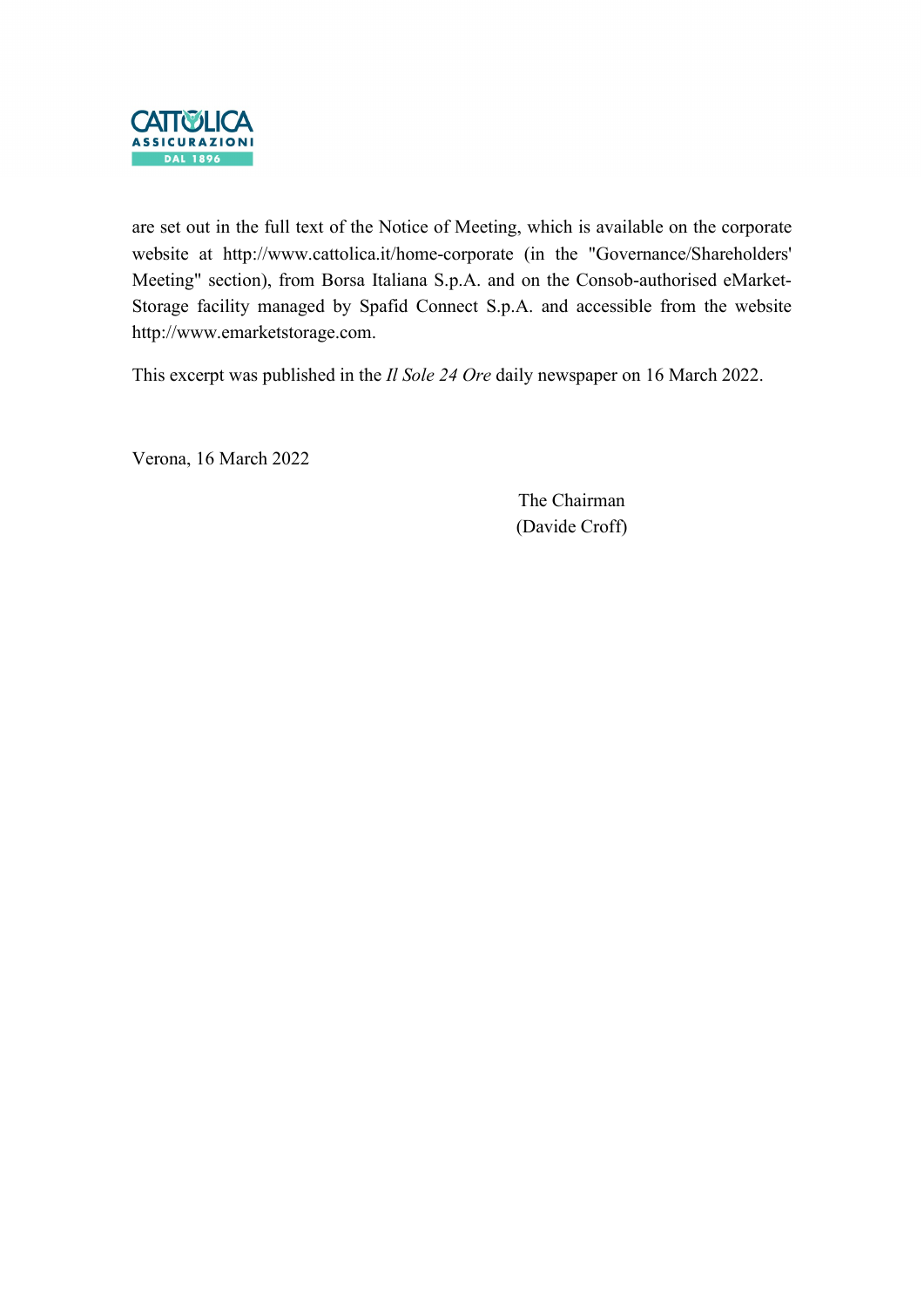are set out in the full text of the Notice of Meeting, which is available on the corporate website at http://www.cattolica.it/home-corporate (in the "Governance/Shareholders' Meeting" section), from Borsa Italiana S.p.A. and on the Consob-authorised eMarket-Storage facility managed by Spafid Connect S.p.A. and accessible from the website http://www.emarketstorage.com.

This excerpt was published in the *Il Sole 24 Ore* daily newspaper on 16 March 2022.

Verona, 16 March 2022

The Chairman
(Davide Croff)